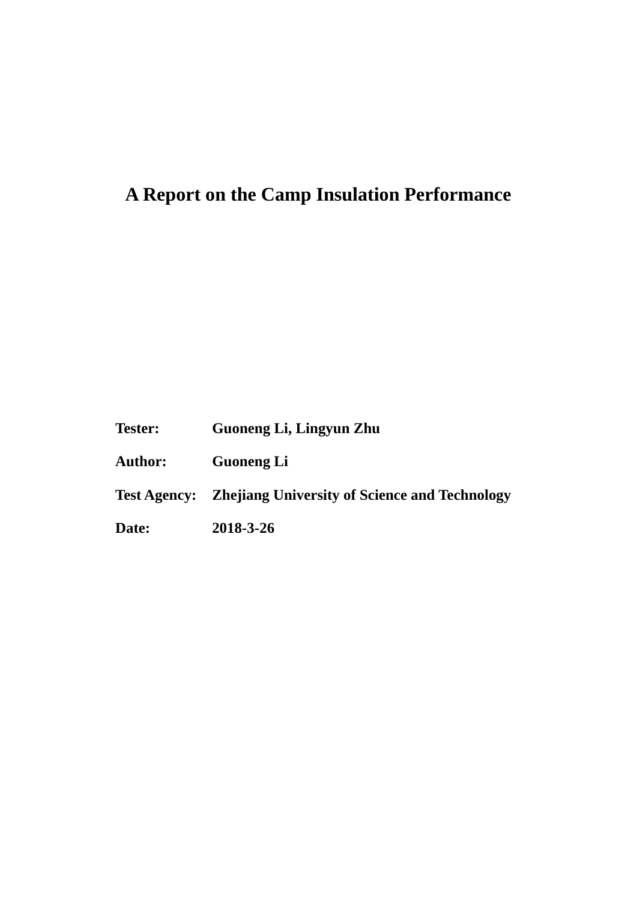# A Report on the Camp Insulation Performance

**Tester:** Guoneng Li, Lingyun Zhu

**Author:** Guoneng Li

**Test Agency:** Zhejiang University of Science and Technology

**Date:** 2018-3-26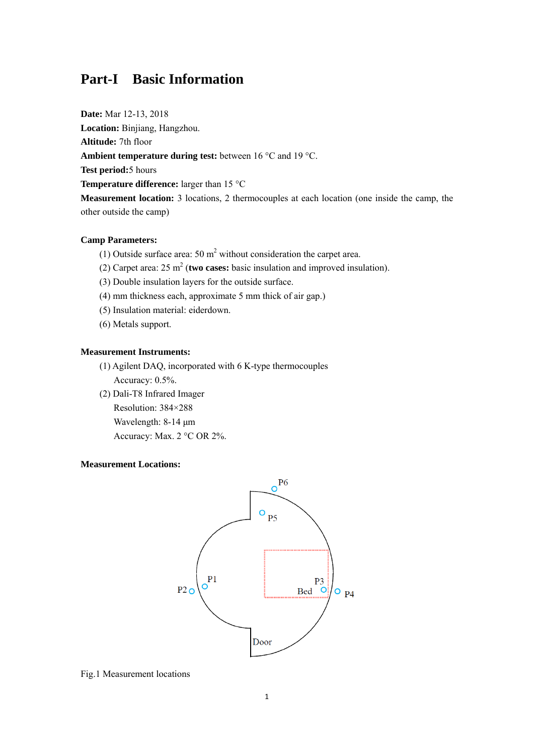# Part-I Basic Information

**Date:** Mar 12-13, 2018

**Location:** Binjiang, Hangzhou.

**Altitude:** 7th floor

**Ambient temperature during test:** between 16 °C and 19 °C.

**Test period:** 5 hours

**Temperature difference:** larger than 15 °C

**Measurement location:** 3 locations, 2 thermocouples at each location (one inside the camp, the other outside the camp)

**Camp Parameters:**

(1) Outside surface area: 50 $m^2$ without consideration the carpet area.

(2) Carpet area: 25 $m^2$ (**two cases:** basic insulation and improved insulation).

(3) Double insulation layers for the outside surface.

(4) mm thickness each, approximate 5 mm thick of air gap.)

(5) Insulation material: eiderdown.

(6) Metals support.

**Measurement Instruments:**

(1) Agilent DAQ, incorporated with 6 K-type thermocouples

Accuracy: 0.5%.

(2) Dali-T8 Infrared Imager

Resolution: 384×288

Wavelength: 8-14 μm

Accuracy: Max. 2 °C OR 2%.

**Measurement Locations:**

P6

P5

P1

P2

P3

Bed

P4

Door

Fig.1 Measurement locations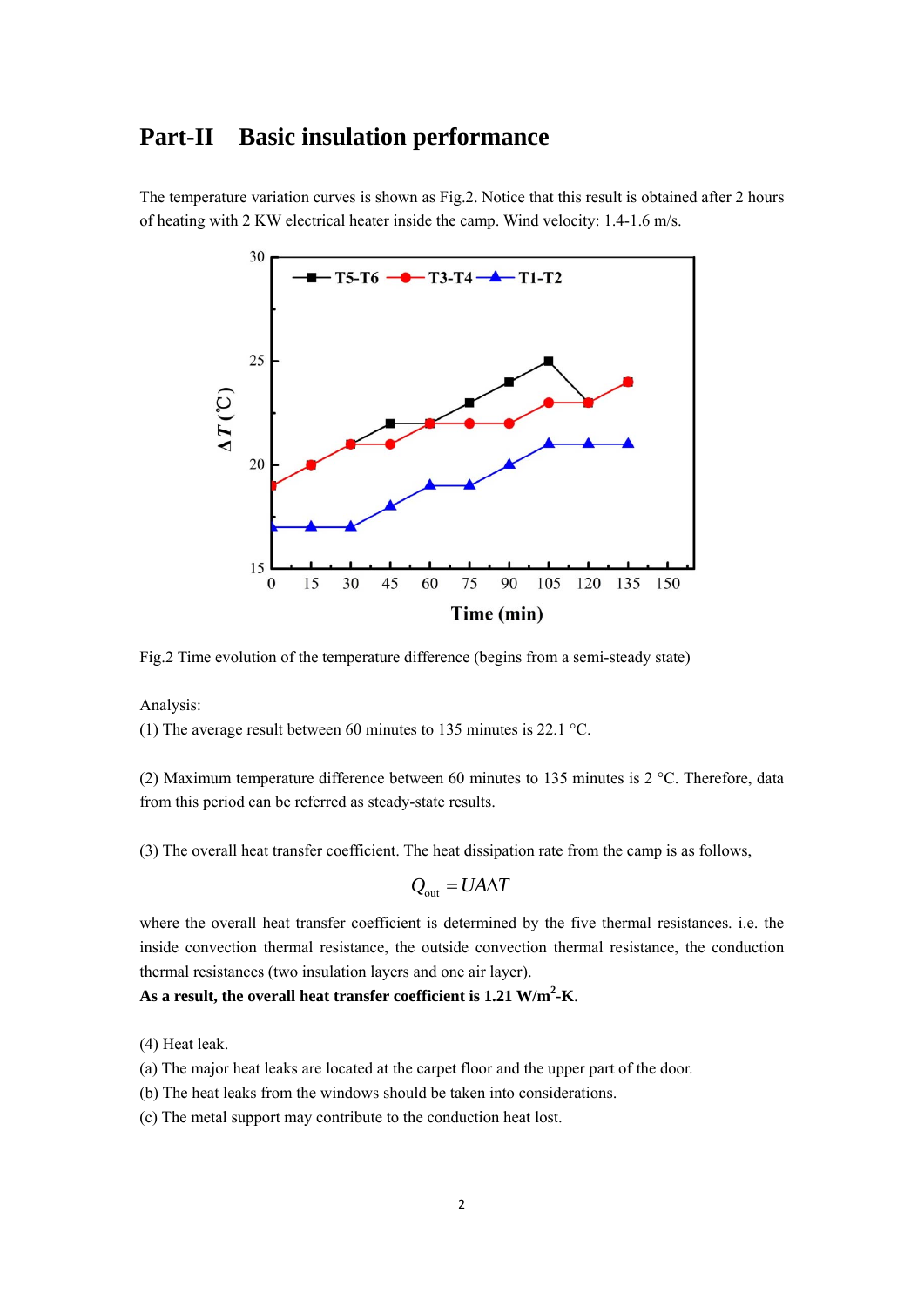## Part-II Basic insulation performance

The temperature variation curves is shown as Fig.2. Notice that this result is obtained after 2 hours of heating with 2 KW electrical heater inside the camp. Wind velocity: 1.4-1.6 m/s.

Fig.2 Time evolution of the temperature difference (begins from a semi-steady state)

Analysis:

(1) The average result between 60 minutes to 135 minutes is 22.1 °C.

(2) Maximum temperature difference between 60 minutes to 135 minutes is 2 °C. Therefore, data from this period can be referred as steady-state results.

(3) The overall heat transfer coefficient. The heat dissipation rate from the camp is as follows,

$$Q_{out} = UA\Delta T$$

where the overall heat transfer coefficient is determined by the five thermal resistances. i.e. the inside convection thermal resistance, the outside convection thermal resistance, the conduction thermal resistances (two insulation layers and one air layer).

**As a result, the overall heat transfer coefficient is 1.21 W/m$^2$-K**.

(4) Heat leak.

(a) The major heat leaks are located at the carpet floor and the upper part of the door.

(b) The heat leaks from the windows should be taken into considerations.

(c) The metal support may contribute to the conduction heat lost.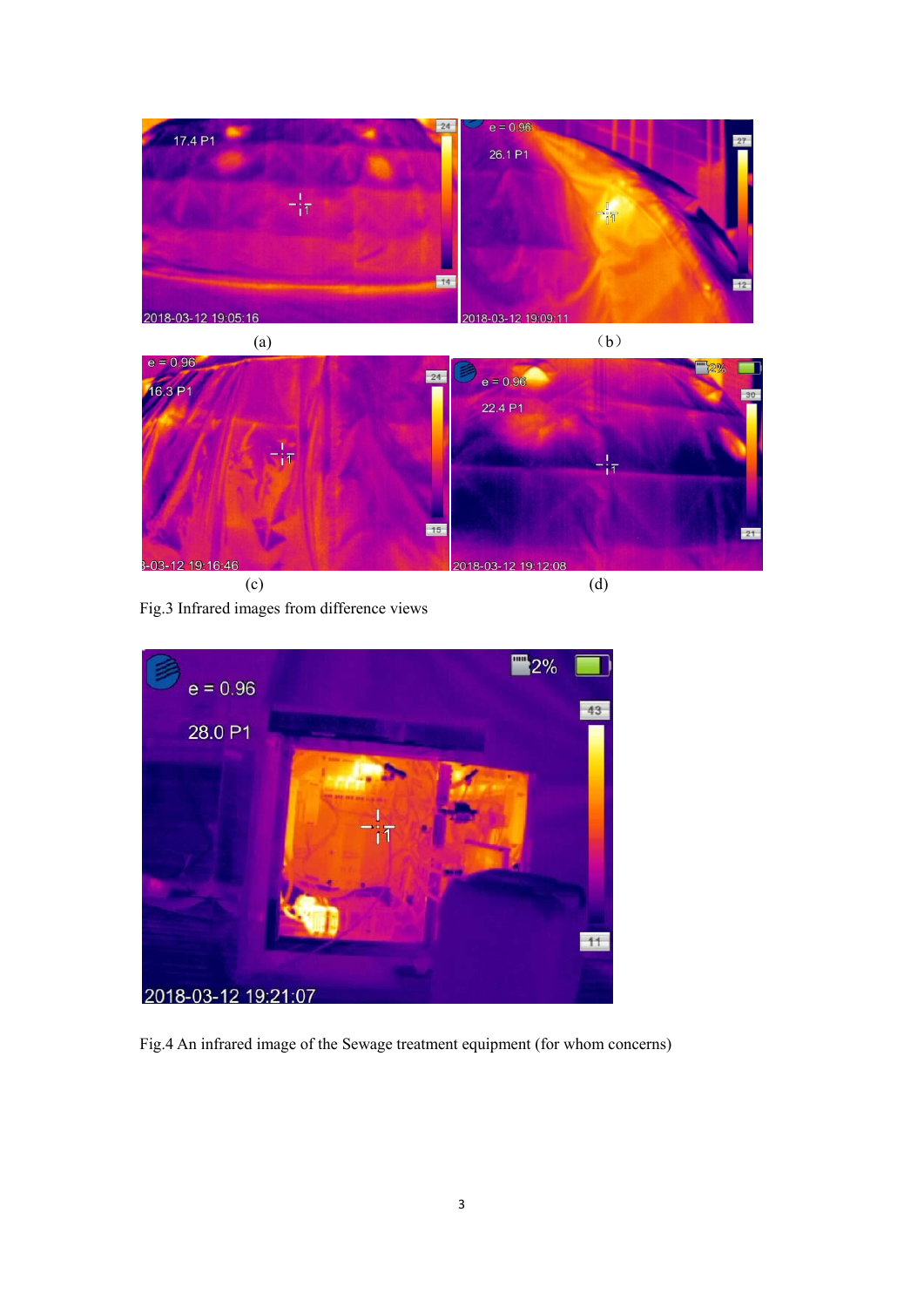(a)

(b)

(c)

(d)

Fig.3 Infrared images from difference views

Fig.4 An infrared image of the Sewage treatment equipment (for whom concerns)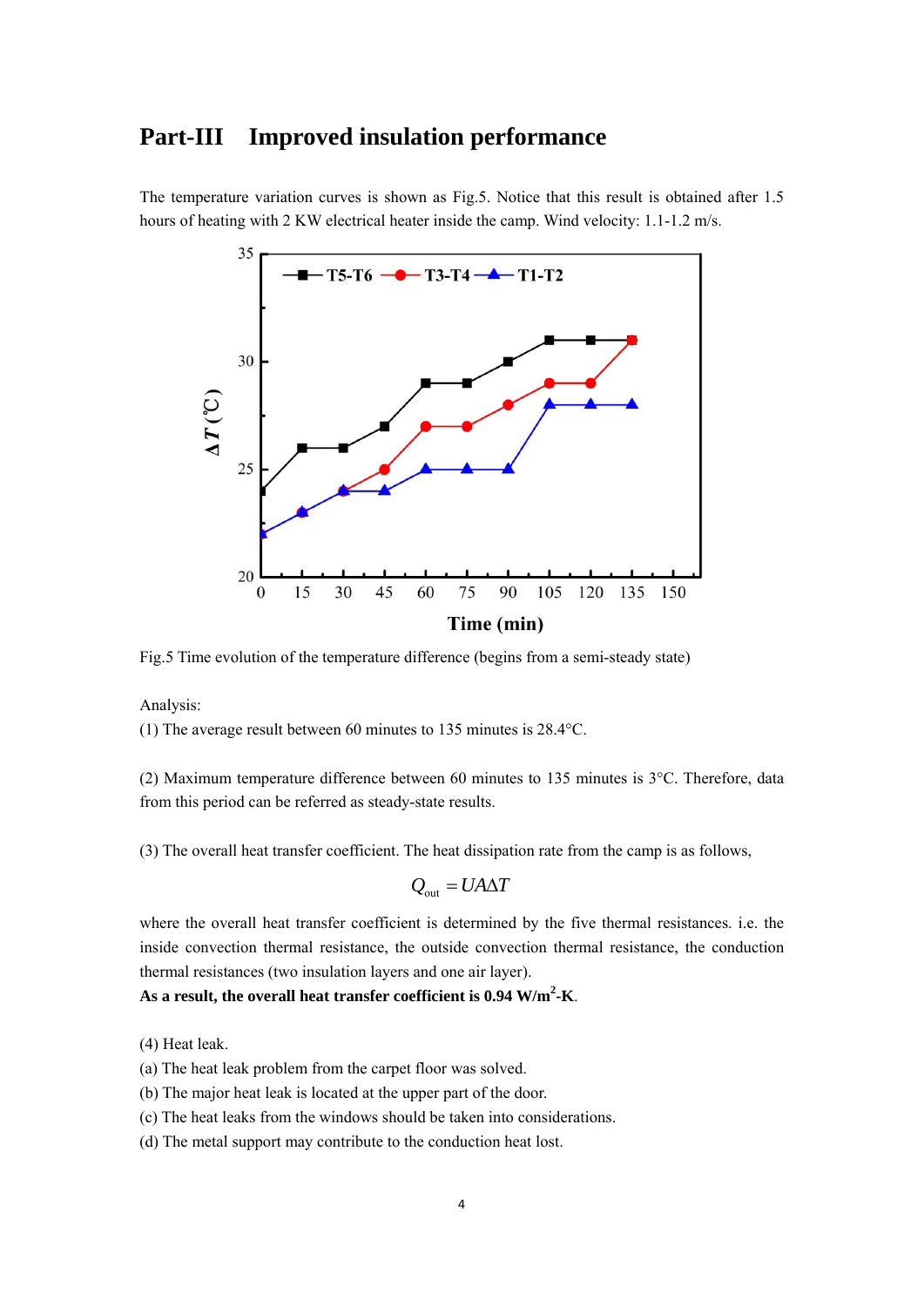## Part-III Improved insulation performance

The temperature variation curves is shown as Fig.5. Notice that this result is obtained after 1.5 hours of heating with 2 KW electrical heater inside the camp. Wind velocity: 1.1-1.2 m/s.

Fig.5 Time evolution of the temperature difference (begins from a semi-steady state)

Analysis:

(1) The average result between 60 minutes to 135 minutes is 28.4°C.

(2) Maximum temperature difference between 60 minutes to 135 minutes is 3°C. Therefore, data from this period can be referred as steady-state results.

(3) The overall heat transfer coefficient. The heat dissipation rate from the camp is as follows,

$$Q_{out} = UA\Delta T$$

where the overall heat transfer coefficient is determined by the five thermal resistances. i.e. the inside convection thermal resistance, the outside convection thermal resistance, the conduction thermal resistances (two insulation layers and one air layer).

**As a result, the overall heat transfer coefficient is 0.94 W/m$^2$-K**.

(4) Heat leak.

(a) The heat leak problem from the carpet floor was solved.

(b) The major heat leak is located at the upper part of the door.

(c) The heat leaks from the windows should be taken into considerations.

(d) The metal support may contribute to the conduction heat lost.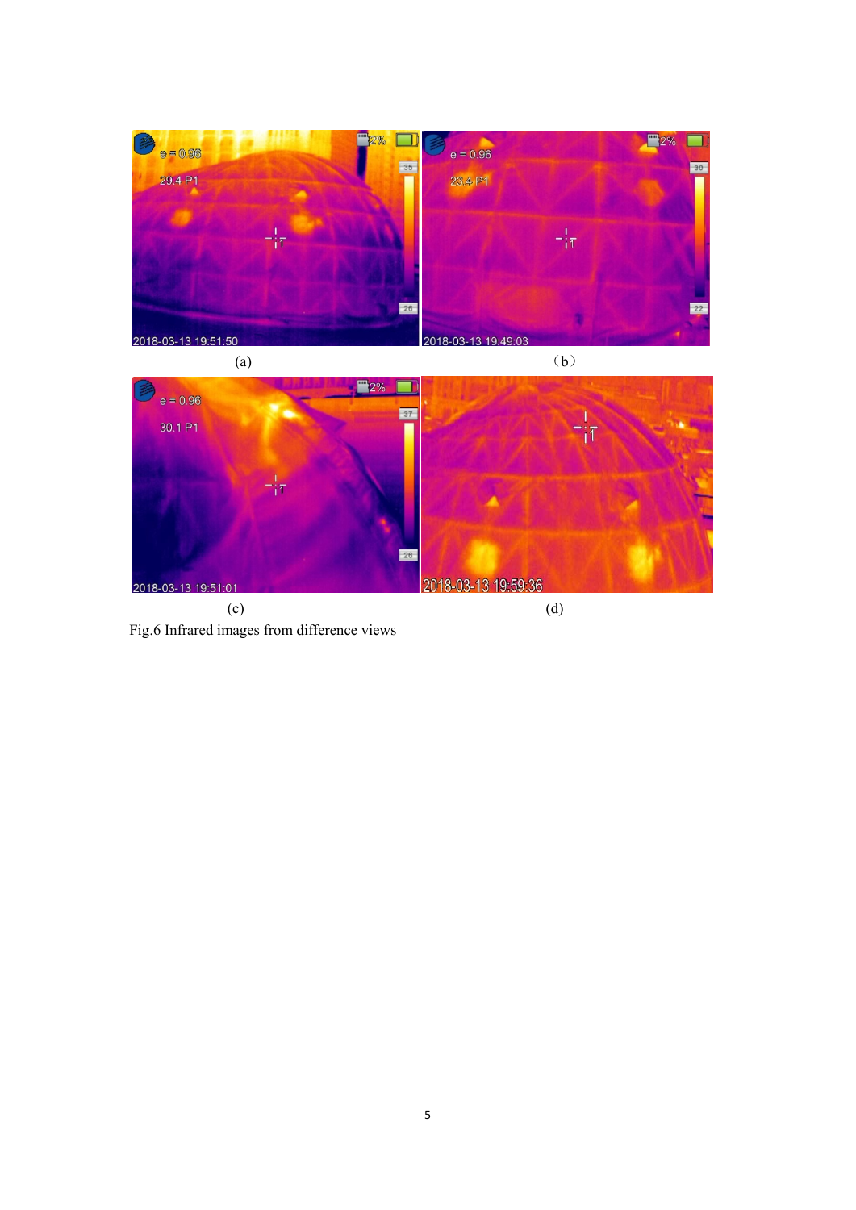(a)

(b)

(c)

(d)

Fig.6 Infrared images from difference views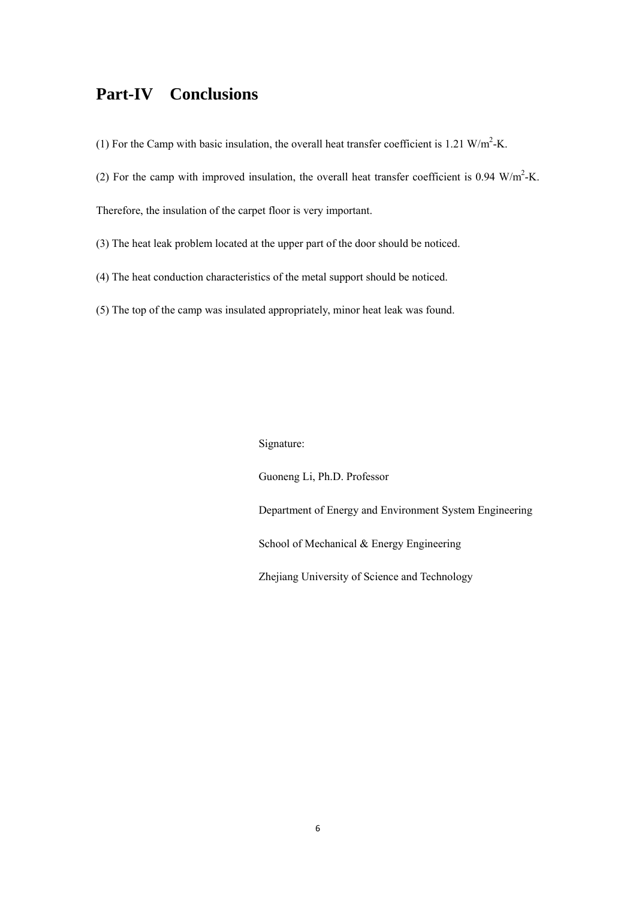## Part-IV Conclusions

(1) For the Camp with basic insulation, the overall heat transfer coefficient is 1.21 $W/m^2$-K.

(2) For the camp with improved insulation, the overall heat transfer coefficient is 0.94 $W/m^2$-K.

Therefore, the insulation of the carpet floor is very important.

(3) The heat leak problem located at the upper part of the door should be noticed.

(4) The heat conduction characteristics of the metal support should be noticed.

(5) The top of the camp was insulated appropriately, minor heat leak was found.

Signature:

Guoneng Li, Ph.D. Professor

Department of Energy and Environment System Engineering

School of Mechanical & Energy Engineering

Zhejiang University of Science and Technology